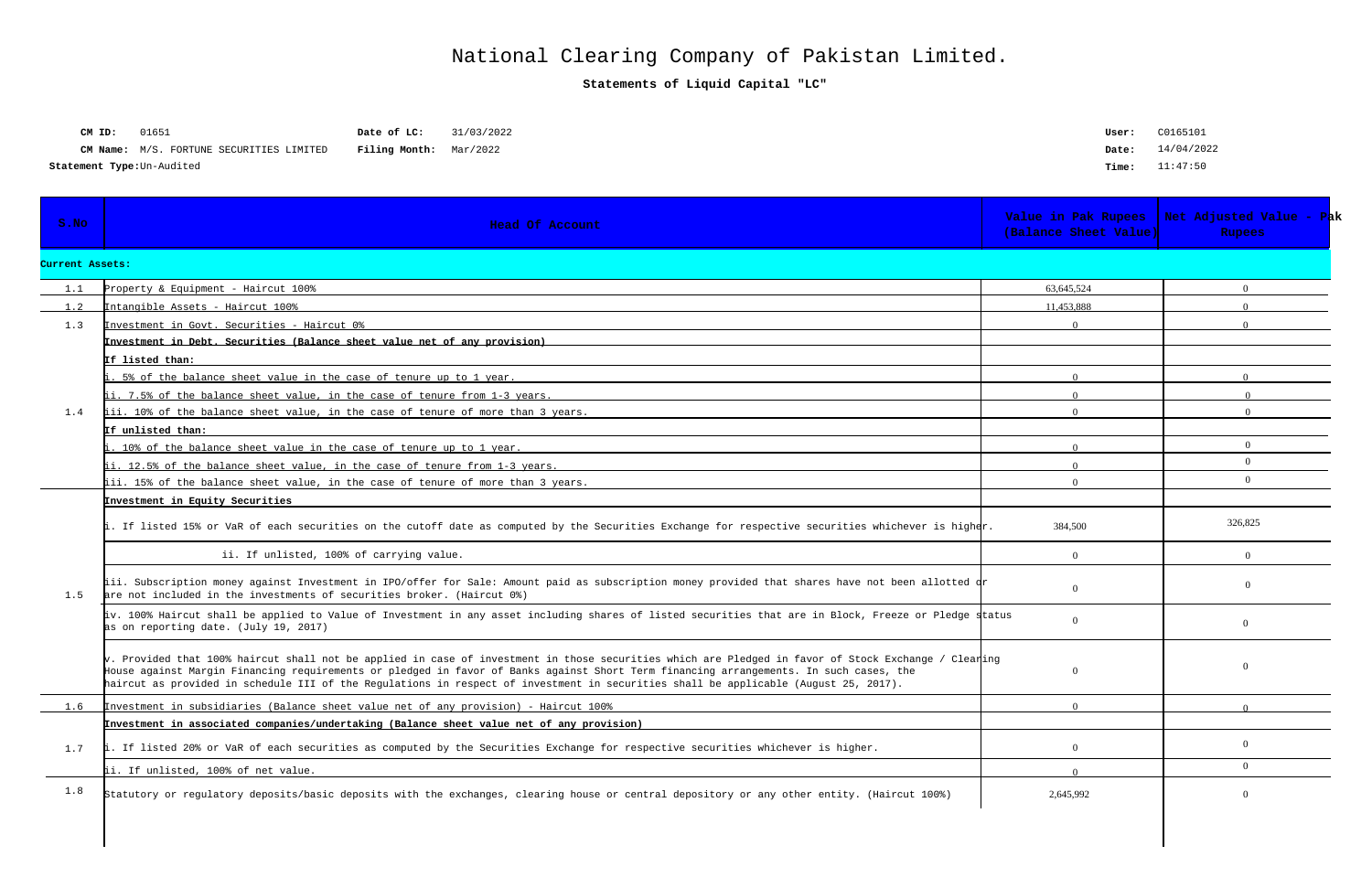# National Clearing Company of Pakistan Limited.

## Statements of Liquid Capital "LC"

**CM ID:** 01651 **Date of LC:** 31/03/2022 **User:** C0165101

**CM Name:** M/S. FORTUNE SECURITIES LIMITED **Filing Month:** Mar/2022 **Date:** 14/04/2022

**Statement Type:** Un-Audited **Time:** 11:47:50

| S.No | Head Of Account | Value in Pak Rupees (Balance Sheet Value) | Net Adjusted Value - Pak Rupees |
|---|---|---|---|
| **Current Assets:** | | | |
| 1.1 | Property & Equipment - Haircut 100% | 63,645,524 | 0 |
| 1.2 | Intangible Assets - Haircut 100% | 11,453,888 | 0 |
| 1.3 | Investment in Govt. Securities - Haircut 0% | 0 | 0 |
| 1.4 | **Investment in Debt. Securities (Balance sheet value net of any provision)** | | |
| | **If listed than:** | | |
| | i. 5% of the balance sheet value in the case of tenure up to 1 year. | 0 | 0 |
| | ii. 7.5% of the balance sheet value, in the case of tenure from 1-3 years. | 0 | 0 |
| | iii. 10% of the balance sheet value, in the case of tenure of more than 3 years. | 0 | 0 |
| | **If unlisted than:** | | |
| | i. 10% of the balance sheet value in the case of tenure up to 1 year. | 0 | 0 |
| | ii. 12.5% of the balance sheet value, in the case of tenure from 1-3 years. | 0 | 0 |
| | iii. 15% of the balance sheet value, in the case of tenure of more than 3 years. | 0 | 0 |
| 1.5 | **Investment in Equity Securities** | | |
| | i. If listed 15% or VaR of each securities on the cutoff date as computed by the Securities Exchange for respective securities whichever is higher. | 384,500 | 326,825 |
| | ii. If unlisted, 100% of carrying value. | 0 | 0 |
| | iii. Subscription money against Investment in IPO/offer for Sale: Amount paid as subscription money provided that shares have not been allotted or are not included in the investments of securities broker. (Haircut 0%) | 0 | 0 |
| | iv. 100% Haircut shall be applied to Value of Investment in any asset including shares of listed securities that are in Block, Freeze or Pledge status as on reporting date. (July 19, 2017) | 0 | 0 |
| | v. Provided that 100% haircut shall not be applied in case of investment in those securities which are Pledged in favor of Stock Exchange / Clearing House against Margin Financing requirements or pledged in favor of Banks against Short Term financing arrangements. In such cases, the haircut as provided in schedule III of the Regulations in respect of investment in securities shall be applicable (August 25, 2017). | 0 | 0 |
| 1.6 | Investment in subsidiaries (Balance sheet value net of any provision) - Haircut 100% | 0 | 0 |
| 1.7 | **Investment in associated companies/undertaking (Balance sheet value net of any provision)** | | |
| | i. If listed 20% or VaR of each securities as computed by the Securities Exchange for respective securities whichever is higher. | 0 | 0 |
| | ii. If unlisted, 100% of net value. | 0 | 0 |
| 1.8 | Statutory or regulatory deposits/basic deposits with the exchanges, clearing house or central depository or any other entity. (Haircut 100%) | 2,645,992 | 0 |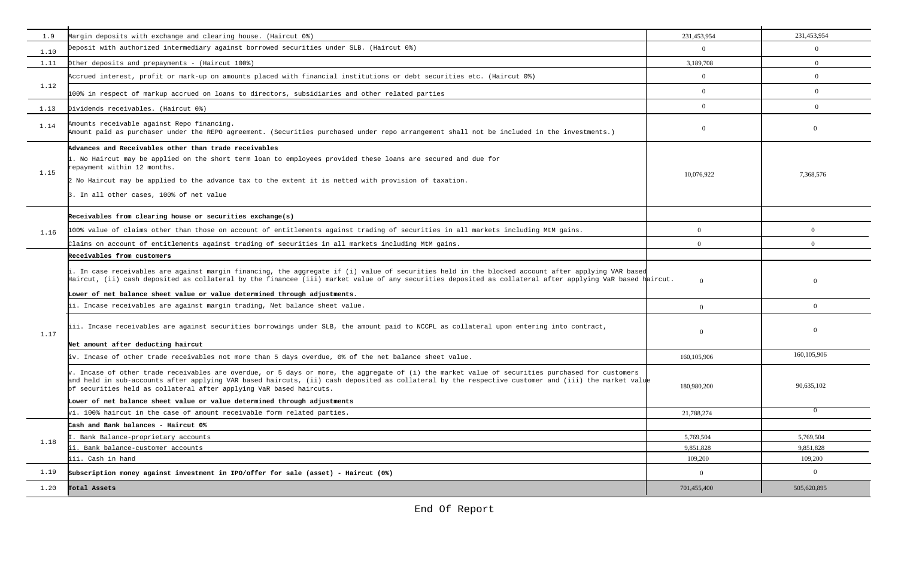| | | | |
|---|---|---|---|
| 1.9 | Margin deposits with exchange and clearing house. (Haircut 0%) | 231,453,954 | 231,453,954 |
| 1.10 | Deposit with authorized intermediary against borrowed securities under SLB. (Haircut 0%) | 0 | 0 |
| 1.11 | Other deposits and prepayments - (Haircut 100%) | 3,189,708 | 0 |
| 1.12 | Accrued interest, profit or mark-up on amounts placed with financial institutions or debt securities etc. (Haircut 0%) | 0 | 0 |
| | 100% in respect of markup accrued on loans to directors, subsidiaries and other related parties | 0 | 0 |
| 1.13 | Dividends receivables. (Haircut 0%) | 0 | 0 |
| 1.14 | Amounts receivable against Repo financing.<br>Amount paid as purchaser under the REPO agreement. (Securities purchased under repo arrangement shall not be included in the investments.) | 0 | 0 |
| 1.15 | **Advances and Receivables other than trade receivables**<br>1. No Haircut may be applied on the short term loan to employees provided these loans are secured and due for repayment within 12 months.<br>2 No Haircut may be applied to the advance tax to the extent it is netted with provision of taxation.<br>3. In all other cases, 100% of net value | 10,076,922 | 7,368,576 |
| 1.16 | **Receivables from clearing house or securities exchange(s)** | | |
| | 100% value of claims other than those on account of entitlements against trading of securities in all markets including MtM gains. | 0 | 0 |
| | Claims on account of entitlements against trading of securities in all markets including MtM gains. | 0 | 0 |
| 1.17 | **Receivables from customers** | | |
| | i. In case receivables are against margin financing, the aggregate if (i) value of securities held in the blocked account after applying VAR based Haircut, (ii) cash deposited as collateral by the financee (iii) market value of any securities deposited as collateral after applying VaR based haircut.<br>**Lower of net balance sheet value or value determined through adjustments.** | 0 | 0 |
| | ii. Incase receivables are against margin trading, Net balance sheet value. | 0 | 0 |
| | iii. Incase receivables are against securities borrowings under SLB, the amount paid to NCCPL as collateral upon entering into contract,<br>**Net amount after deducting haircut** | 0 | 0 |
| | iv. Incase of other trade receivables not more than 5 days overdue, 0% of the net balance sheet value. | 160,105,906 | 160,105,906 |
| | v. Incase of other trade receivables are overdue, or 5 days or more, the aggregate of (i) the market value of securities purchased for customers and held in sub-accounts after applying VAR based haircuts, (ii) cash deposited as collateral by the respective customer and (iii) the market value of securities held as collateral after applying VaR based haircuts.<br>**Lower of net balance sheet value or value determined through adjustments** | 180,980,200 | 90,635,102 |
| | vi. 100% haircut in the case of amount receivable form related parties. | 21,788,274 | 0 |
| 1.18 | **Cash and Bank balances - Haircut 0%** | | |
| | I. Bank Balance-proprietary accounts | 5,769,504 | 5,769,504 |
| | ii. Bank balance-customer accounts | 9,851,828 | 9,851,828 |
| | iii. Cash in hand | 109,200 | 109,200 |
| 1.19 | **Subscription money against investment in IPO/offer for sale (asset) - Haircut (0%)** | 0 | 0 |
| 1.20 | **Total Assets** | 701,455,400 | 505,620,895 |

End Of Report